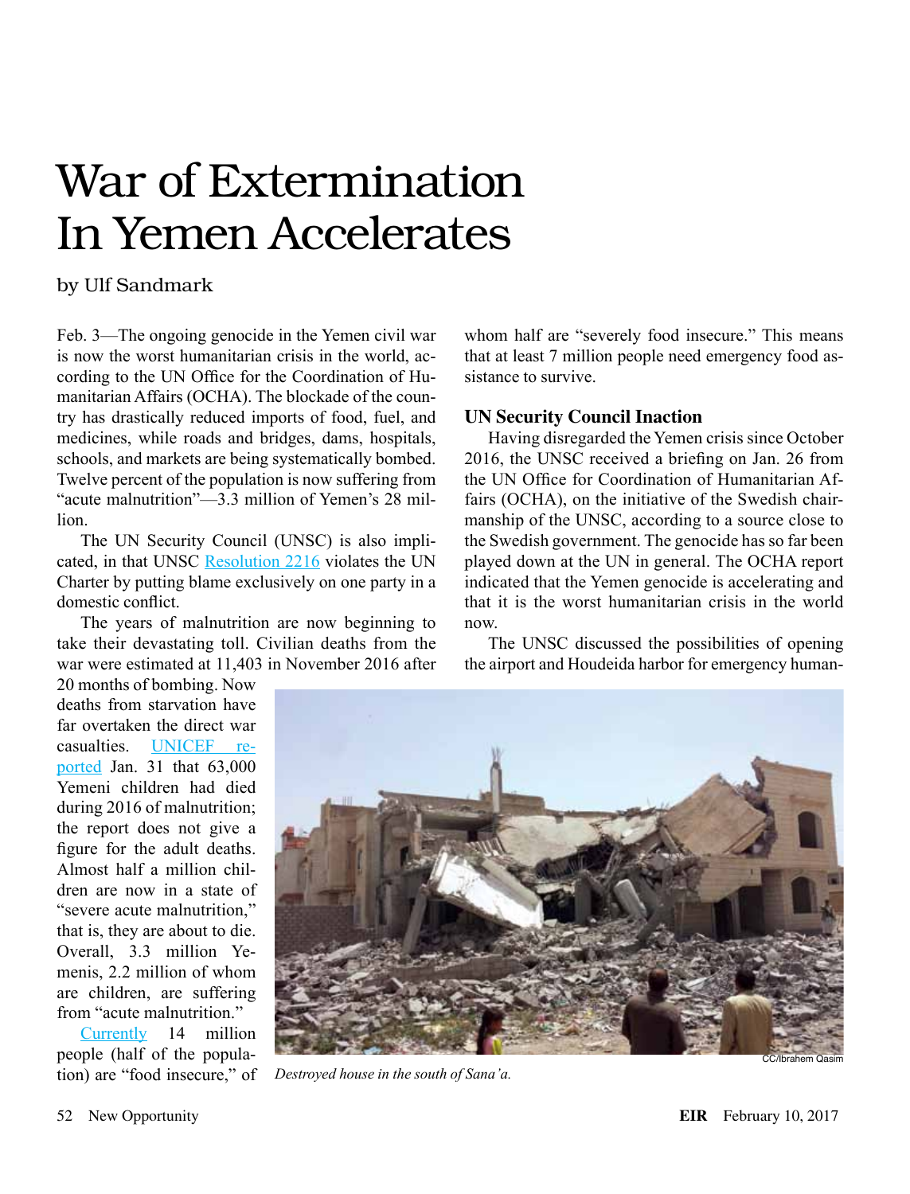# War of Extermination In Yemen Accelerates

by Ulf Sandmark

Feb. 3—The ongoing genocide in the Yemen civil war is now the worst humanitarian crisis in the world, according to the UN Office for the Coordination of Humanitarian Affairs (OCHA). The blockade of the country has drastically reduced imports of food, fuel, and medicines, while roads and bridges, dams, hospitals, schools, and markets are being systematically bombed. Twelve percent of the population is now suffering from "acute malnutrition"—3.3 million of Yemen's 28 million.

The UN Security Council (UNSC) is also implicated, in that UNSC Resolution 2216 violates the UN Charter by putting blame exclusively on one party in a domestic conflict.

The years of malnutrition are now beginning to take their devastating toll. Civilian deaths from the war were estimated at 11,403 in November 2016 after 20 months of bombing. Now deaths from starvation have far overtaken the direct war casualties. UNICEF reported Jan. 31 that 63,000 Yemeni children had died during 2016 of malnutrition; the report does not give a figure for the adult deaths. Almost half a million children are now in a state of "severe acute malnutrition," that is, they are about to die. Overall, 3.3 million Yemenis, 2.2 million of whom are children, are suffering from "acute malnutrition."

Currently 14 million people (half of the population) are "food insecure," of whom half are "severely food insecure." This means that at least 7 million people need emergency food assistance to survive.

## UN Security Council Inaction

Having disregarded the Yemen crisis since October 2016, the UNSC received a briefing on Jan. 26 from the UN Office for Coordination of Humanitarian Affairs (OCHA), on the initiative of the Swedish chairmanship of the UNSC, according to a source close to the Swedish government. The genocide has so far been played down at the UN in general. The OCHA report indicated that the Yemen genocide is accelerating and that it is the worst humanitarian crisis in the world now.

The UNSC discussed the possibilities of opening the airport and Houdeida harbor for emergency human-

CC/Ibrahem Qasim

*Destroyed house in the south of Sana'a.*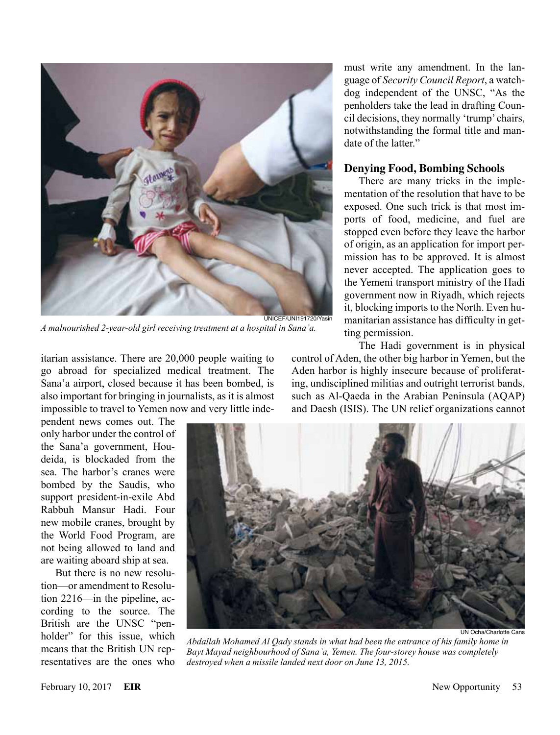A malnourished 2-year-old girl receiving treatment at a hospital in Sana'a.

itarian assistance. There are 20,000 people waiting to go abroad for specialized medical treatment. The Sana'a airport, closed because it has been bombed, is also important for bringing in journalists, as it is almost impossible to travel to Yemen now and very little independent news comes out. The only harbor under the control of the Sana'a government, Houdeida, is blockaded from the sea. The harbor's cranes were bombed by the Saudis, who support president-in-exile Abd Rabbuh Mansur Hadi. Four new mobile cranes, brought by the World Food Program, are not being allowed to land and are waiting aboard ship at sea.

But there is no new resolution—or amendment to Resolution 2216—in the pipeline, according to the source. The British are the UNSC "penholder" for this issue, which means that the British UN representatives are the ones who must write any amendment. In the language of *Security Council Report*, a watchdog independent of the UNSC, "As the penholders take the lead in drafting Council decisions, they normally 'trump' chairs, notwithstanding the formal title and mandate of the latter."

## Denying Food, Bombing Schools

There are many tricks in the implementation of the resolution that have to be exposed. One such trick is that most imports of food, medicine, and fuel are stopped even before they leave the harbor of origin, as an application for import permission has to be approved. It is almost never accepted. The application goes to the Yemeni transport ministry of the Hadi government now in Riyadh, which rejects it, blocking imports to the North. Even humanitarian assistance has difficulty in getting permission.

The Hadi government is in physical control of Aden, the other big harbor in Yemen, but the Aden harbor is highly insecure because of proliferating, undisciplined militias and outright terrorist bands, such as Al-Qaeda in the Arabian Peninsula (AQAP) and Daesh (ISIS). The UN relief organizations cannot

Abdallah Mohamed Al Qady stands in what had been the entrance of his family home in Bayt Mayad neighbourhood of Sana'a, Yemen. The four-storey house was completely destroyed when a missile landed next door on June 13, 2015.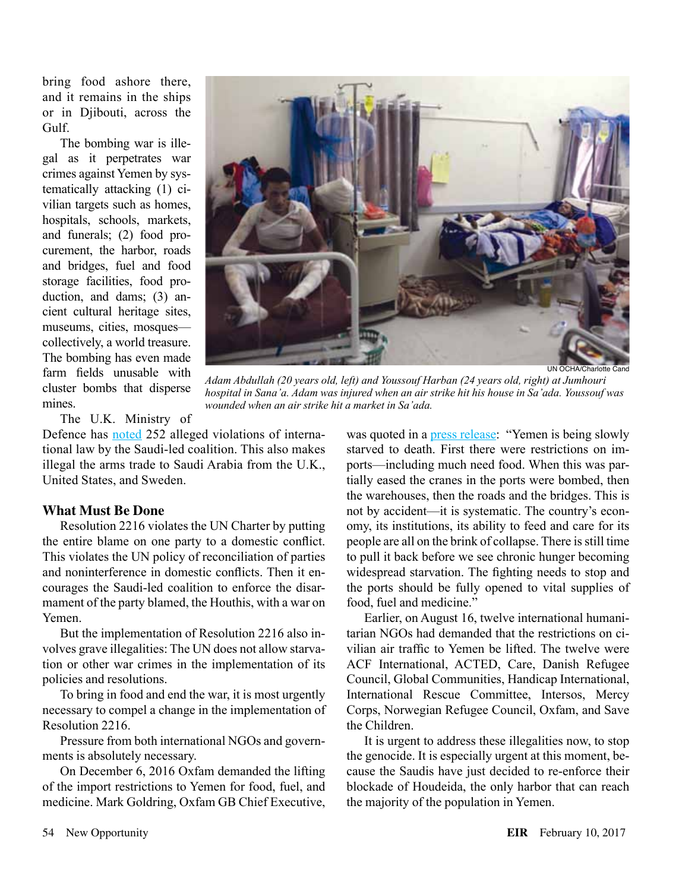bring food ashore there, and it remains in the ships or in Djibouti, across the Gulf.

The bombing war is illegal as it perpetrates war crimes against Yemen by systematically attacking (1) civilian targets such as homes, hospitals, schools, markets, and funerals; (2) food procurement, the harbor, roads and bridges, fuel and food storage facilities, food production, and dams; (3) ancient cultural heritage sites, museums, cities, mosques—collectively, a world treasure. The bombing has even made farm fields unusable with cluster bombs that disperse mines.

UN OCHA/Charlotte Cand

*Adam Abdullah (20 years old, left) and Youssouf Harban (24 years old, right) at Jumhouri hospital in Sana'a. Adam was injured when an air strike hit his house in Sa'ada. Youssouf was wounded when an air strike hit a market in Sa'ada.*

The U.K. Ministry of Defence has noted 252 alleged violations of international law by the Saudi-led coalition. This also makes illegal the arms trade to Saudi Arabia from the U.K., United States, and Sweden.

## What Must Be Done

Resolution 2216 violates the UN Charter by putting the entire blame on one party to a domestic conflict. This violates the UN policy of reconciliation of parties and noninterference in domestic conflicts. Then it encourages the Saudi-led coalition to enforce the disarmament of the party blamed, the Houthis, with a war on Yemen.

But the implementation of Resolution 2216 also involves grave illegalities: The UN does not allow starvation or other war crimes in the implementation of its policies and resolutions.

To bring in food and end the war, it is most urgently necessary to compel a change in the implementation of Resolution 2216.

Pressure from both international NGOs and governments is absolutely necessary.

On December 6, 2016 Oxfam demanded the lifting of the import restrictions to Yemen for food, fuel, and medicine. Mark Goldring, Oxfam GB Chief Executive, was quoted in a press release: "Yemen is being slowly starved to death. First there were restrictions on imports—including much need food. When this was partially eased the cranes in the ports were bombed, then the warehouses, then the roads and the bridges. This is not by accident—it is systematic. The country's economy, its institutions, its ability to feed and care for its people are all on the brink of collapse. There is still time to pull it back before we see chronic hunger becoming widespread starvation. The fighting needs to stop and the ports should be fully opened to vital supplies of food, fuel and medicine."

Earlier, on August 16, twelve international humanitarian NGOs had demanded that the restrictions on civilian air traffic to Yemen be lifted. The twelve were ACF International, ACTED, Care, Danish Refugee Council, Global Communities, Handicap International, International Rescue Committee, Intersos, Mercy Corps, Norwegian Refugee Council, Oxfam, and Save the Children.

It is urgent to address these illegalities now, to stop the genocide. It is especially urgent at this moment, because the Saudis have just decided to re-enforce their blockade of Houdeida, the only harbor that can reach the majority of the population in Yemen.